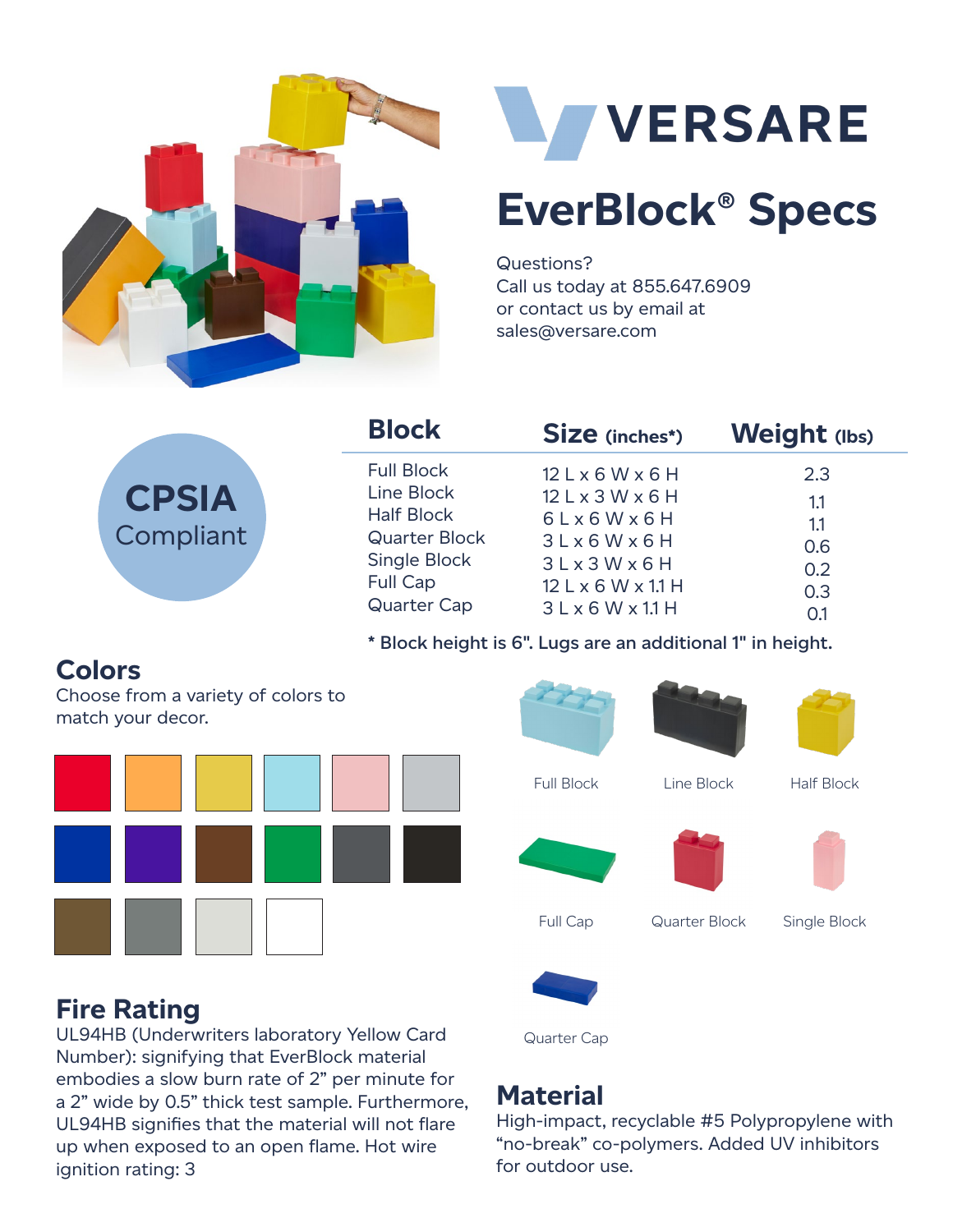# VERSARE

## EverBlock® Specs

Questions?
Call us today at 855.647.6909
or contact us by email at
sales@versare.com

**CPSIA**
Compliant

| Block | Size (inches*) | Weight (lbs) |
|---|---|---|
| Full Block | 12 L x 6 W x 6 H | 2.3 |
| Line Block | 12 L x 3 W x 6 H | 1.1 |
| Half Block | 6 L x 6 W x 6 H | 1.1 |
| Quarter Block | 3 L x 6 W x 6 H | 0.6 |
| Single Block | 3 L x 3 W x 6 H | 0.2 |
| Full Cap | 12 L x 6 W x 1.1 H | 0.3 |
| Quarter Cap | 3 L x 6 W x 1.1 H | 0.1 |

**\* Block height is 6". Lugs are an additional 1" in height.**

## Colors

Choose from a variety of colors to match your decor.

Full Block

Line Block

Half Block

Full Cap

Quarter Block

Single Block

Quarter Cap

## Fire Rating

UL94HB (Underwriters laboratory Yellow Card Number): signifying that EverBlock material embodies a slow burn rate of 2" per minute for a 2" wide by 0.5" thick test sample. Furthermore, UL94HB signifies that the material will not flare up when exposed to an open flame. Hot wire ignition rating: 3

## Material

High-impact, recyclable #5 Polypropylene with "no-break" co-polymers. Added UV inhibitors for outdoor use.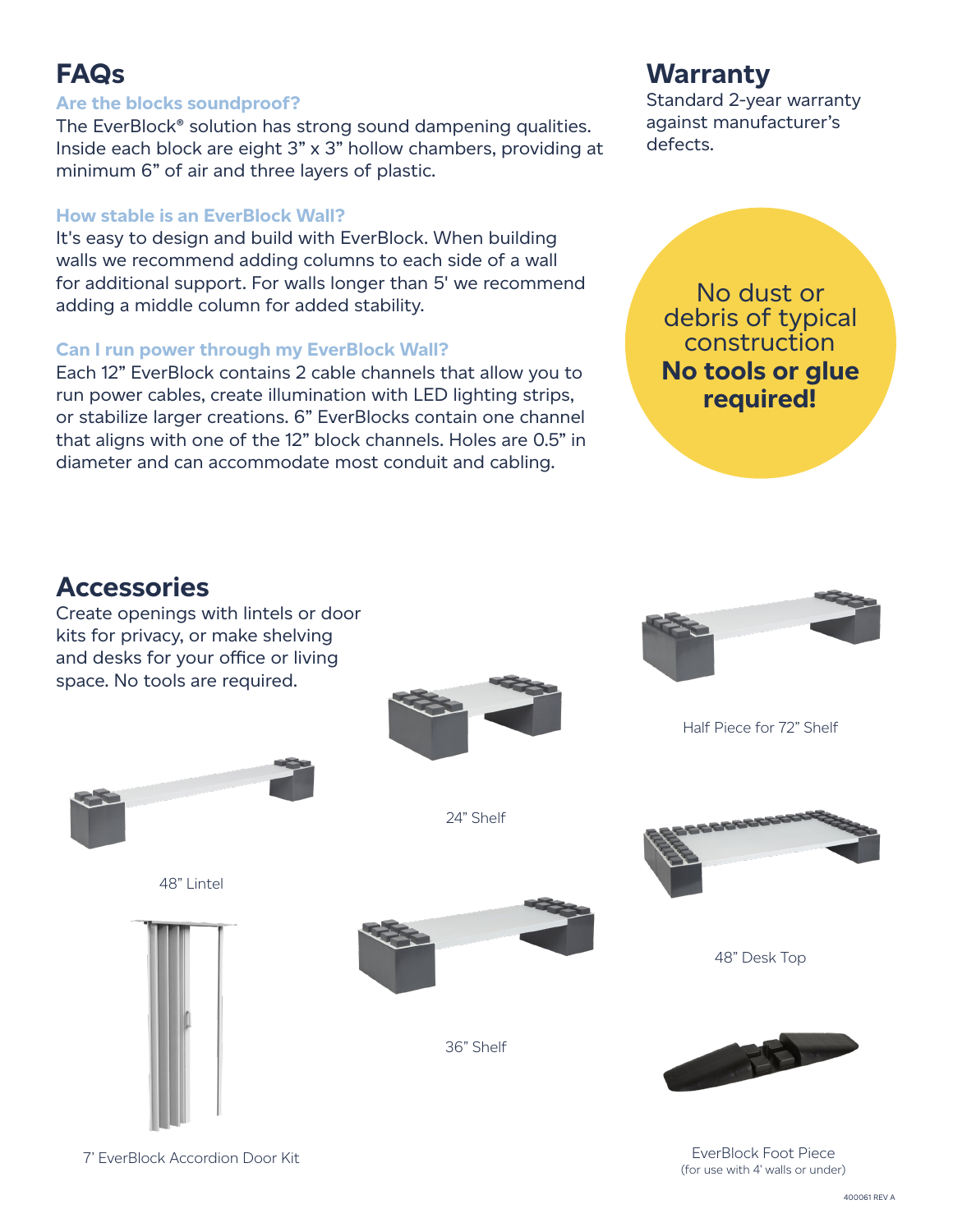## FAQs

### Are the blocks soundproof?

The EverBlock® solution has strong sound dampening qualities. Inside each block are eight 3" x 3" hollow chambers, providing at minimum 6" of air and three layers of plastic.

### How stable is an EverBlock Wall?

It's easy to design and build with EverBlock. When building walls we recommend adding columns to each side of a wall for additional support. For walls longer than 5' we recommend adding a middle column for added stability.

### Can I run power through my EverBlock Wall?

Each 12" EverBlock contains 2 cable channels that allow you to run power cables, create illumination with LED lighting strips, or stabilize larger creations. 6" EverBlocks contain one channel that aligns with one of the 12" block channels. Holes are 0.5" in diameter and can accommodate most conduit and cabling.

## Warranty

Standard 2-year warranty against manufacturer's defects.

No dust or debris of typical construction

**No tools or glue required!**

## Accessories

Create openings with lintels or door kits for privacy, or make shelving and desks for your office or living space. No tools are required.

24" Shelf

Half Piece for 72" Shelf

48" Lintel

48" Desk Top

36" Shelf

7' EverBlock Accordion Door Kit

EverBlock Foot Piece
(for use with 4' walls or under)

400061 REV A